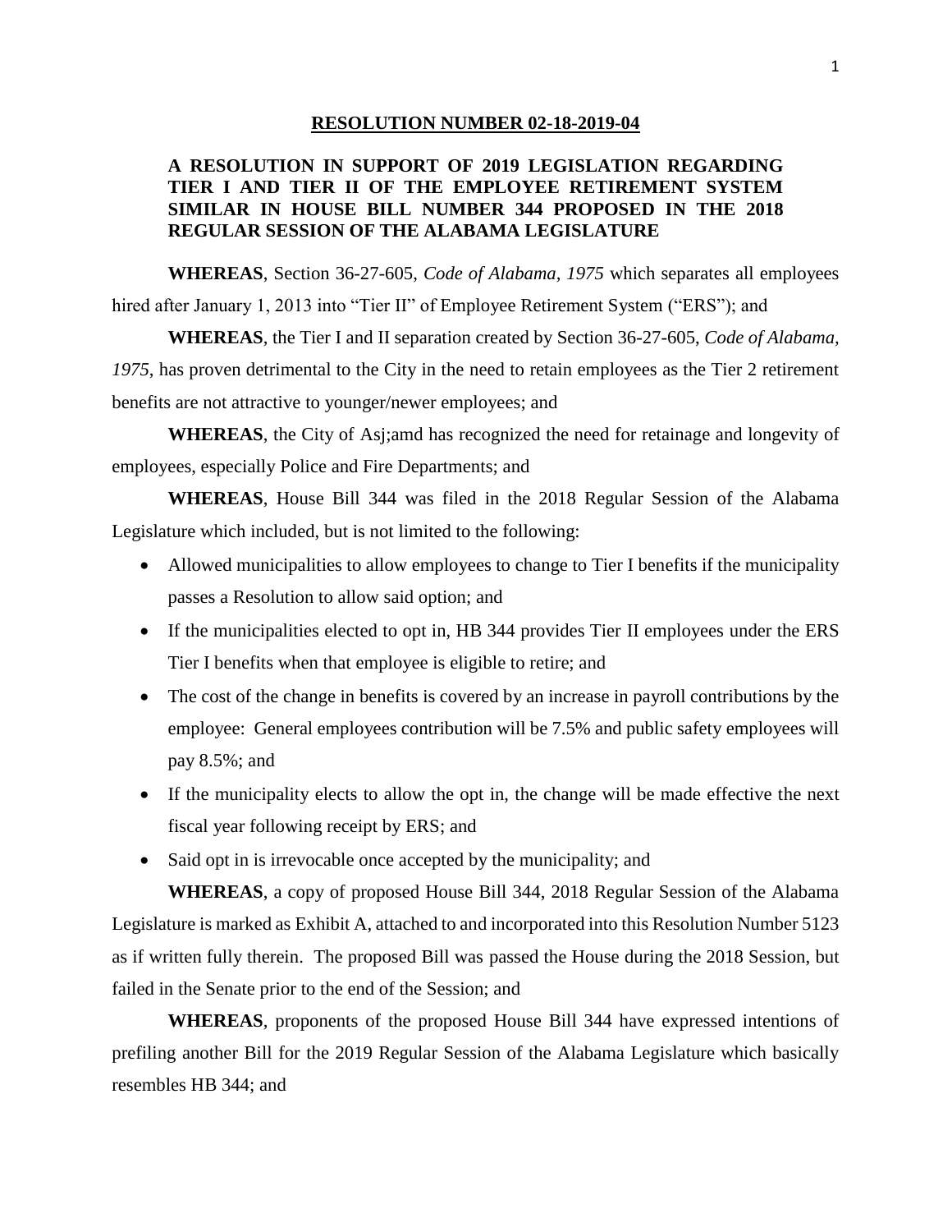**RESOLUTION NUMBER 02-18-2019-04**

**A RESOLUTION IN SUPPORT OF 2019 LEGISLATION REGARDING TIER I AND TIER II OF THE EMPLOYEE RETIREMENT SYSTEM SIMILAR IN HOUSE BILL NUMBER 344 PROPOSED IN THE 2018 REGULAR SESSION OF THE ALABAMA LEGISLATURE**

**WHEREAS**, Section 36-27-605, *Code of Alabama, 1975* which separates all employees hired after January 1, 2013 into "Tier II" of Employee Retirement System ("ERS"); and

**WHEREAS**, the Tier I and II separation created by Section 36-27-605, *Code of Alabama, 1975*, has proven detrimental to the City in the need to retain employees as the Tier 2 retirement benefits are not attractive to younger/newer employees; and

**WHEREAS**, the City of Asj;amd has recognized the need for retainage and longevity of employees, especially Police and Fire Departments; and

**WHEREAS**, House Bill 344 was filed in the 2018 Regular Session of the Alabama Legislature which included, but is not limited to the following:

- Allowed municipalities to allow employees to change to Tier I benefits if the municipality passes a Resolution to allow said option; and
- If the municipalities elected to opt in, HB 344 provides Tier II employees under the ERS Tier I benefits when that employee is eligible to retire; and
- The cost of the change in benefits is covered by an increase in payroll contributions by the employee: General employees contribution will be 7.5% and public safety employees will pay 8.5%; and
- If the municipality elects to allow the opt in, the change will be made effective the next fiscal year following receipt by ERS; and
- Said opt in is irrevocable once accepted by the municipality; and

**WHEREAS**, a copy of proposed House Bill 344, 2018 Regular Session of the Alabama Legislature is marked as Exhibit A, attached to and incorporated into this Resolution Number 5123 as if written fully therein. The proposed Bill was passed the House during the 2018 Session, but failed in the Senate prior to the end of the Session; and

**WHEREAS**, proponents of the proposed House Bill 344 have expressed intentions of prefiling another Bill for the 2019 Regular Session of the Alabama Legislature which basically resembles HB 344; and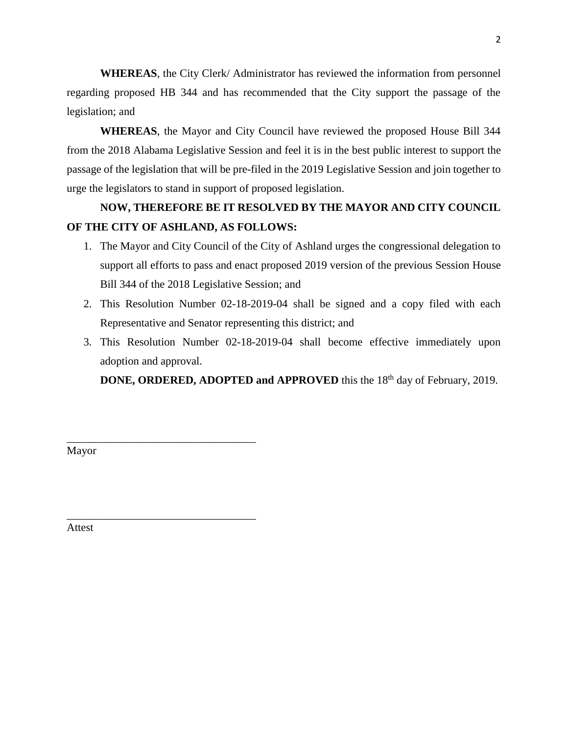**WHEREAS**, the City Clerk/ Administrator has reviewed the information from personnel regarding proposed HB 344 and has recommended that the City support the passage of the legislation; and

**WHEREAS**, the Mayor and City Council have reviewed the proposed House Bill 344 from the 2018 Alabama Legislative Session and feel it is in the best public interest to support the passage of the legislation that will be pre-filed in the 2019 Legislative Session and join together to urge the legislators to stand in support of proposed legislation.

**NOW, THEREFORE BE IT RESOLVED BY THE MAYOR AND CITY COUNCIL OF THE CITY OF ASHLAND, AS FOLLOWS:**

1. The Mayor and City Council of the City of Ashland urges the congressional delegation to support all efforts to pass and enact proposed 2019 version of the previous Session House Bill 344 of the 2018 Legislative Session; and
2. This Resolution Number 02-18-2019-04 shall be signed and a copy filed with each Representative and Senator representing this district; and
3. This Resolution Number 02-18-2019-04 shall become effective immediately upon adoption and approval.

**DONE, ORDERED, ADOPTED and APPROVED** this the 18th day of February, 2019.

\_\_\_\_\_\_\_\_\_\_\_\_\_\_\_\_\_\_\_\_\_\_\_\_\_\_\_\_\_\_\_\_\_\_

Mayor

\_\_\_\_\_\_\_\_\_\_\_\_\_\_\_\_\_\_\_\_\_\_\_\_\_\_\_\_\_\_\_\_\_\_

Attest